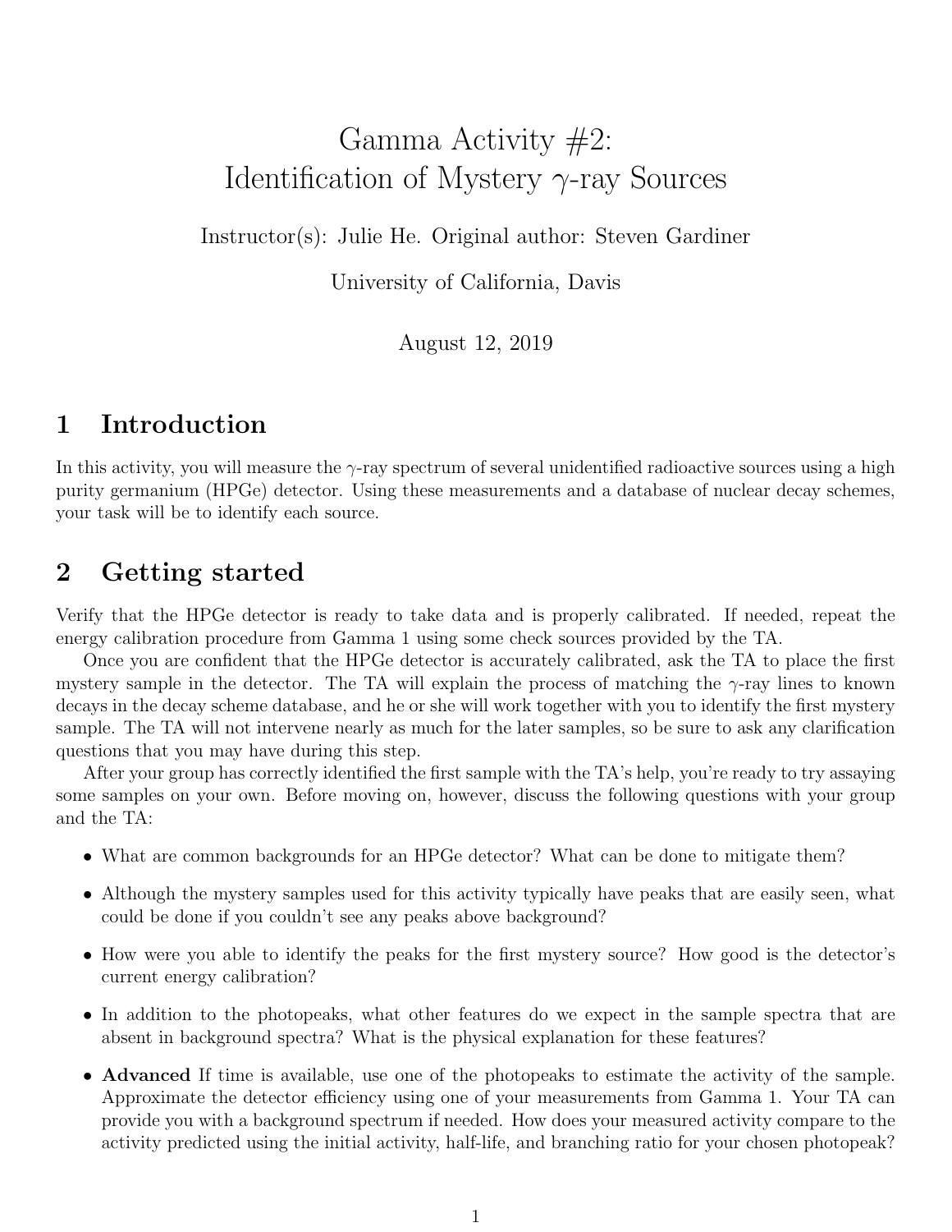# Gamma Activity #2: Identification of Mystery $\gamma$-ray Sources

Instructor(s): Julie He. Original author: Steven Gardiner

University of California, Davis

August 12, 2019

## 1 Introduction

In this activity, you will measure the $\gamma$-ray spectrum of several unidentified radioactive sources using a high purity germanium (HPGe) detector. Using these measurements and a database of nuclear decay schemes, your task will be to identify each source.

## 2 Getting started

Verify that the HPGe detector is ready to take data and is properly calibrated. If needed, repeat the energy calibration procedure from Gamma 1 using some check sources provided by the TA.

Once you are confident that the HPGe detector is accurately calibrated, ask the TA to place the first mystery sample in the detector. The TA will explain the process of matching the $\gamma$-ray lines to known decays in the decay scheme database, and he or she will work together with you to identify the first mystery sample. The TA will not intervene nearly as much for the later samples, so be sure to ask any clarification questions that you may have during this step.

After your group has correctly identified the first sample with the TA's help, you're ready to try assaying some samples on your own. Before moving on, however, discuss the following questions with your group and the TA:

- What are common backgrounds for an HPGe detector? What can be done to mitigate them?
- Although the mystery samples used for this activity typically have peaks that are easily seen, what could be done if you couldn't see any peaks above background?
- How were you able to identify the peaks for the first mystery source? How good is the detector's current energy calibration?
- In addition to the photopeaks, what other features do we expect in the sample spectra that are absent in background spectra? What is the physical explanation for these features?
- **Advanced** If time is available, use one of the photopeaks to estimate the activity of the sample. Approximate the detector efficiency using one of your measurements from Gamma 1. Your TA can provide you with a background spectrum if needed. How does your measured activity compare to the activity predicted using the initial activity, half-life, and branching ratio for your chosen photopeak?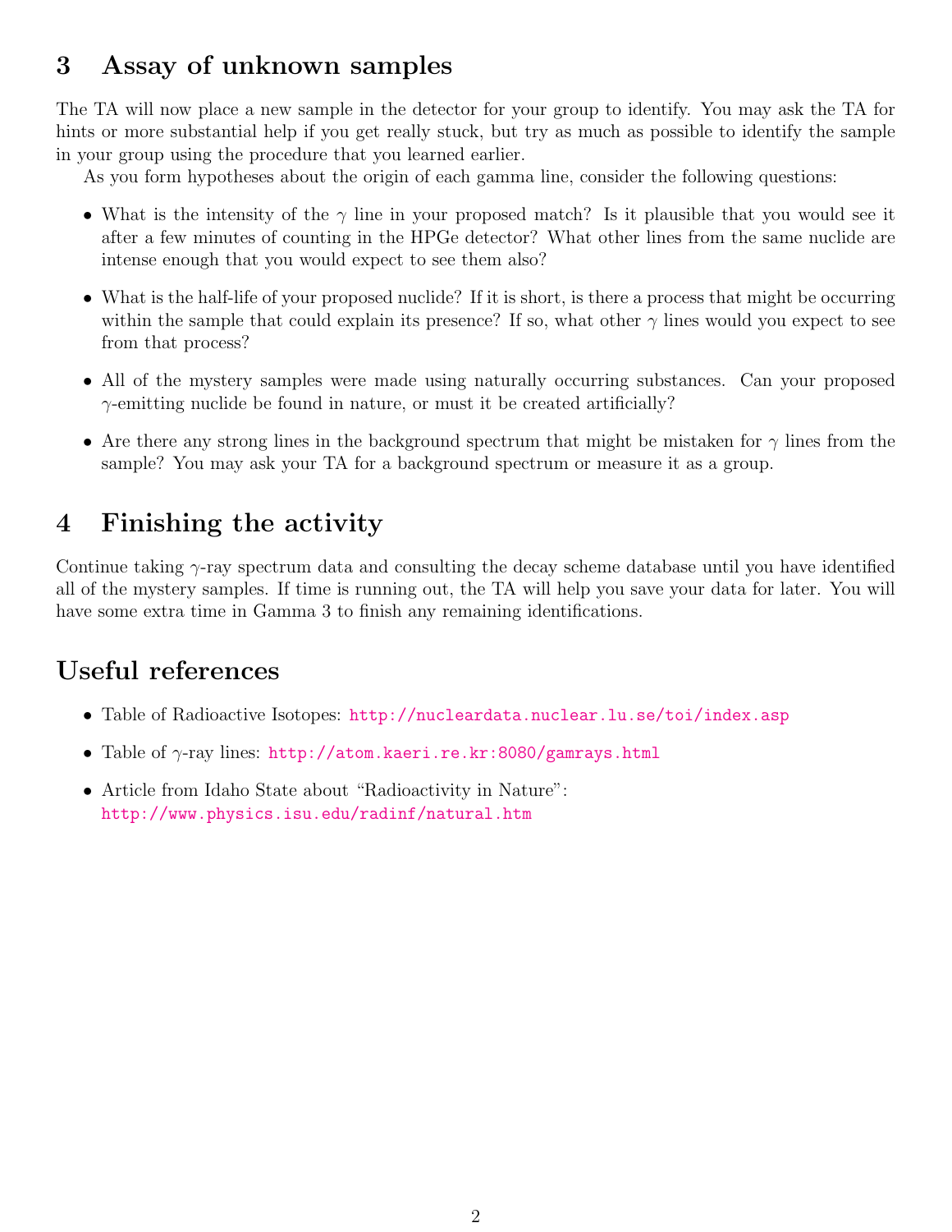## 3 Assay of unknown samples

The TA will now place a new sample in the detector for your group to identify. You may ask the TA for hints or more substantial help if you get really stuck, but try as much as possible to identify the sample in your group using the procedure that you learned earlier.

As you form hypotheses about the origin of each gamma line, consider the following questions:

- What is the intensity of the $\gamma$ line in your proposed match? Is it plausible that you would see it after a few minutes of counting in the HPGe detector? What other lines from the same nuclide are intense enough that you would expect to see them also?
- What is the half-life of your proposed nuclide? If it is short, is there a process that might be occurring within the sample that could explain its presence? If so, what other $\gamma$ lines would you expect to see from that process?
- All of the mystery samples were made using naturally occurring substances. Can your proposed $\gamma$-emitting nuclide be found in nature, or must it be created artificially?
- Are there any strong lines in the background spectrum that might be mistaken for $\gamma$ lines from the sample? You may ask your TA for a background spectrum or measure it as a group.

## 4 Finishing the activity

Continue taking $\gamma$-ray spectrum data and consulting the decay scheme database until you have identified all of the mystery samples. If time is running out, the TA will help you save your data for later. You will have some extra time in Gamma 3 to finish any remaining identifications.

## Useful references

- Table of Radioactive Isotopes: http://nucleardata.nuclear.lu.se/toi/index.asp
- Table of $\gamma$-ray lines: http://atom.kaeri.re.kr:8080/gamrays.html
- Article from Idaho State about "Radioactivity in Nature":
  http://www.physics.isu.edu/radinf/natural.htm